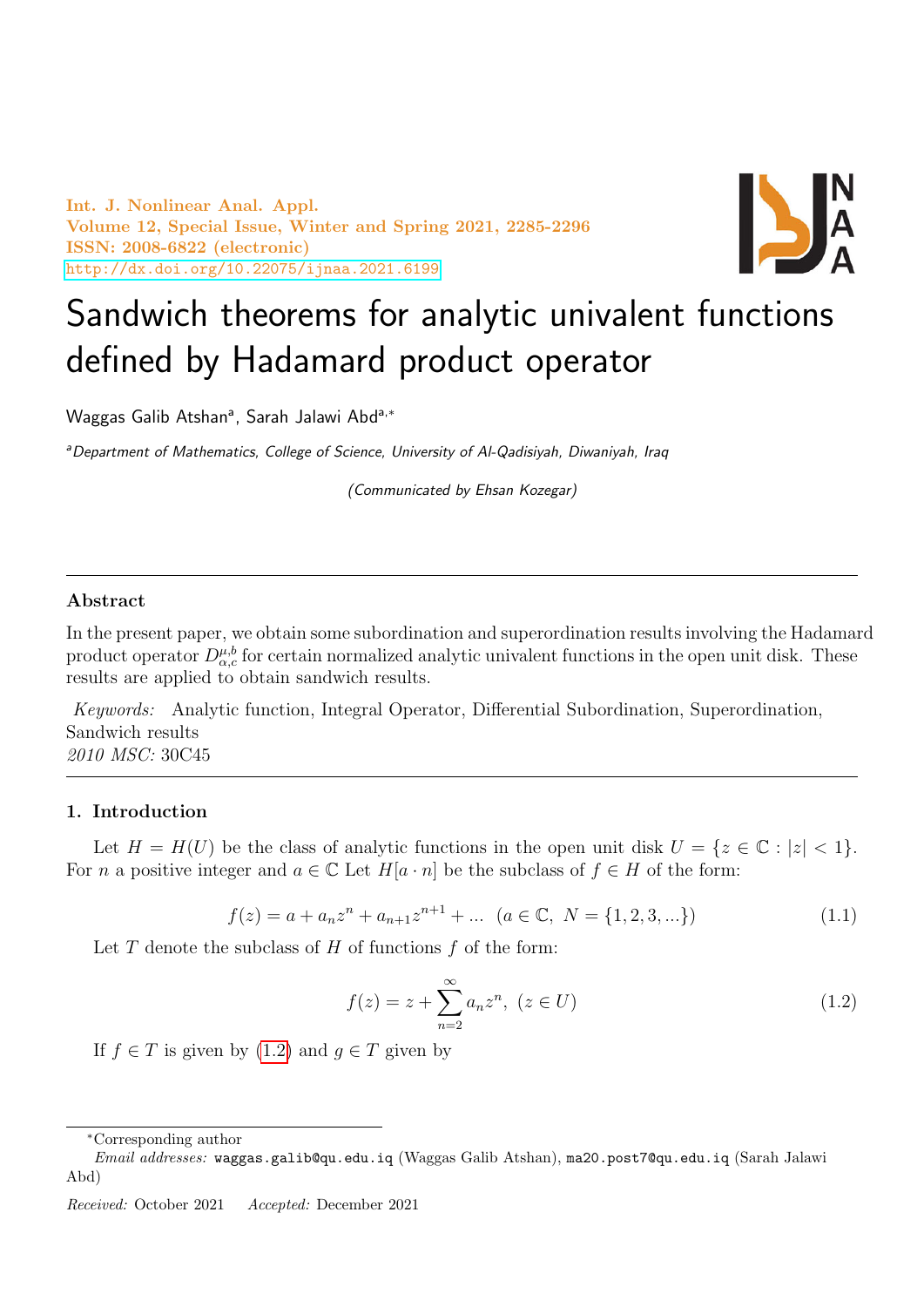# Sandwich theorems for analytic univalent functions defined by Hadamard product operator

Waggas Galib Atshan[a], Sarah Jalawi Abd[a,*]

[a]*Department of Mathematics, College of Science, University of Al-Qadisiyah, Diwaniyah, Iraq*

*(Communicated by Ehsan Kozegar)*

---

## Abstract

In the present paper, we obtain some subordination and superordination results involving the Hadamard product operator $D_{\alpha,c}^{\mu,b}$ for certain normalized analytic univalent functions in the open unit disk. These results are applied to obtain sandwich results.

*Keywords:* Analytic function, Integral Operator, Differential Subordination, Superordination, Sandwich results

*2010 MSC:* 30C45

---

## 1. Introduction

Let $H = H(U)$ be the class of analytic functions in the open unit disk $U = \{z \in \mathbb{C} : |z| < 1\}$. For $n$ a positive integer and $a \in \mathbb{C}$ Let $H[a \cdot n]$ be the subclass of $f \in H$ of the form:

$$f(z) = a + a_n z^n + a_{n+1} z^{n+1} + \ldots \quad (a \in \mathbb{C},\ N = \{1, 2, 3, \ldots\}) \tag{1.1}$$

Let $T$ denote the subclass of $H$ of functions $f$ of the form:

$$f(z) = z + \sum_{n=2}^{\infty} a_n z^n, \ (z \in U) \tag{1.2}$$

If $f \in T$ is given by (1.2) and $g \in T$ given by

---

*Corresponding author

*Email addresses:* waggas.galib@qu.edu.iq (Waggas Galib Atshan), ma20.post7@qu.edu.iq (Sarah Jalawi Abd)

*Received:* October 2021 *Accepted:* December 2021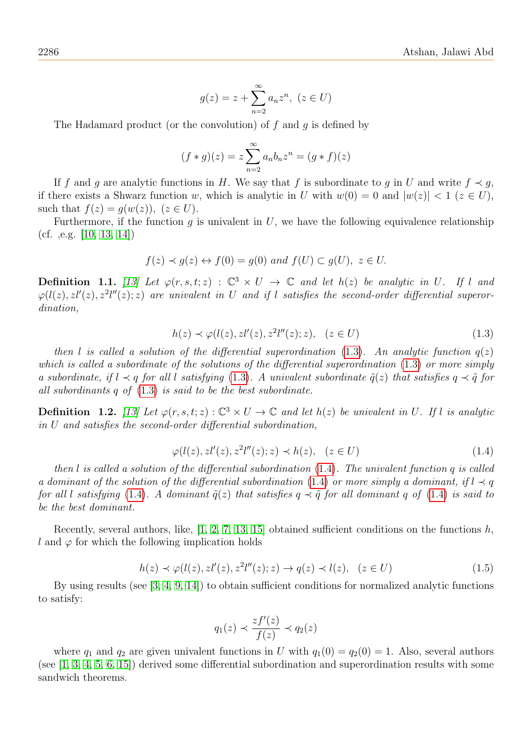$$g(z) = z + \sum_{n=2}^{\infty} a_n z^n, \ (z \in U)$$

The Hadamard product (or the convolution) of $f$ and $g$ is defined by

$$(f * g)(z) = z \sum_{n=2}^{\infty} a_n b_n z^n = (g * f)(z)$$

If $f$ and $g$ are analytic functions in $H$. We say that $f$ is subordinate to $g$ in $U$ and write $f \prec g$, if there exists a Shwarz function $w$, which is analytic in $U$ with $w(0) = 0$ and $|w(z)| < 1$ $(z \in U)$, such that $f(z) = g(w(z))$, $(z \in U)$.

Furthermore, if the function $g$ is univalent in $U$, we have the following equivalence relationship (cf. ,e.g. [10, 13, 14])

$$f(z) \prec g(z) \leftrightarrow f(0) = g(0) \text{ and } f(U) \subset g(U), \ z \in U.$$

**Definition 1.1.** *[13] Let $\varphi(r, s, t; z) : \mathbb{C}^3 \times U \to \mathbb{C}$ and let $h(z)$ be analytic in $U$. If $l$ and $\varphi(l(z), zl'(z), z^2 l''(z); z)$ are univalent in $U$ and if $l$ satisfies the second-order differential superordination,*

$$h(z) \prec \varphi(l(z), zl'(z), z^2 l''(z); z), \quad (z \in U) \tag{1.3}$$

*then $l$ is called a solution of the differential superordination (1.3). An analytic function $q(z)$ which is called a subordinate of the solutions of the differential superordination (1.3) or more simply a subordinate, if $l \prec q$ for all $l$ satisfying (1.3). A univalent subordinate $\tilde{q}(z)$ that satisfies $q \prec \tilde{q}$ for all subordinants $q$ of (1.3) is said to be the best subordinate.*

**Definition 1.2.** *[13] Let $\varphi(r, s, t; z) : \mathbb{C}^3 \times U \to \mathbb{C}$ and let $h(z)$ be univalent in $U$. If $l$ is analytic in $U$ and satisfies the second-order differential subordination,*

$$\varphi(l(z), zl'(z), z^2 l''(z); z) \prec h(z), \quad (z \in U) \tag{1.4}$$

*then $l$ is called a solution of the differential subordination (1.4). The univalent function $q$ is called a dominant of the solution of the differential subordination (1.4) or more simply a dominant, if $l \prec q$ for all $l$ satisfying (1.4). A dominant $\tilde{q}(z)$ that satisfies $q \prec \tilde{q}$ for all dominant $q$ of (1.4) is said to be the best dominant.*

Recently, several authors, like, [1, 2, 7, 13, 15] obtained sufficient conditions on the functions $h$, $l$ and $\varphi$ for which the following implication holds

$$h(z) \prec \varphi(l(z), zl'(z), z^2 l''(z); z) \to q(z) \prec l(z), \quad (z \in U) \tag{1.5}$$

By using results (see [3, 4, 9, 14]) to obtain sufficient conditions for normalized analytic functions to satisfy:

$$q_1(z) \prec \frac{zf'(z)}{f(z)} \prec q_2(z)$$

where $q_1$ and $q_2$ are given univalent functions in $U$ with $q_1(0) = q_2(0) = 1$. Also, several authors (see [1, 3, 4, 5, 6, 15]) derived some differential subordination and superordination results with some sandwich theorems.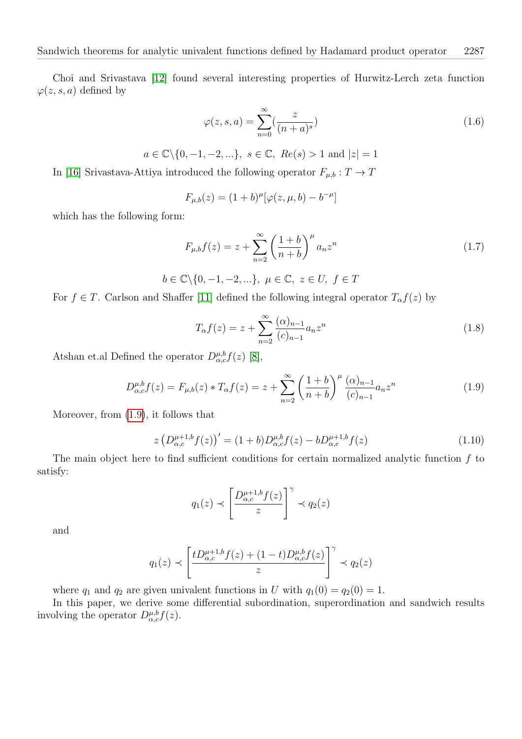Choi and Srivastava [12] found several interesting properties of Hurwitz-Lerch zeta function $\varphi(z, s, a)$ defined by

$$\varphi(z, s, a) = \sum_{n=0}^{\infty} \left(\frac{z}{(n+a)^s}\right) \tag{1.6}$$

$$a \in \mathbb{C}\backslash\{0, -1, -2, ...\},\ s \in \mathbb{C},\ Re(s) > 1 \text{ and } |z| = 1$$

In [16] Srivastava-Attiya introduced the following operator $F_{\mu,b} : T \to T$

$$F_{\mu,b}(z) = (1+b)^{\mu}[\varphi(z, \mu, b) - b^{-\mu}]$$

which has the following form:

$$F_{\mu,b}f(z) = z + \sum_{n=2}^{\infty} \left(\frac{1+b}{n+b}\right)^{\mu} a_n z^n \tag{1.7}$$

$$b \in \mathbb{C}\backslash\{0, -1, -2, ...\},\ \mu \in \mathbb{C},\ z \in U,\ f \in T$$

For $f \in T$. Carlson and Shaffer [11] defined the following integral operator $T_{\alpha}f(z)$ by

$$T_{\alpha}f(z) = z + \sum_{n=2}^{\infty} \frac{(\alpha)_{n-1}}{(c)_{n-1}} a_n z^n \tag{1.8}$$

Atshan et.al Defined the operator $D^{\mu,b}_{\alpha,c}f(z)$ [8],

$$D^{\mu,b}_{\alpha,c}f(z) = F_{\mu,b}(z) * T_{\alpha}f(z) = z + \sum_{n=2}^{\infty} \left(\frac{1+b}{n+b}\right)^{\mu} \frac{(\alpha)_{n-1}}{(c)_{n-1}} a_n z^n \tag{1.9}$$

Moreover, from (1.9), it follows that

$$z\left(D^{\mu+1,b}_{\alpha,c}f(z)\right)' = (1+b)D^{\mu,b}_{\alpha,c}f(z) - bD^{\mu+1,b}_{\alpha,c}f(z) \tag{1.10}$$

The main object here to find sufficient conditions for certain normalized analytic function $f$ to satisfy:

$$q_1(z) \prec \left[\frac{D^{\mu+1,b}_{\alpha,c}f(z)}{z}\right]^{\gamma} \prec q_2(z)$$

and

$$q_1(z) \prec \left[\frac{tD^{\mu+1,b}_{\alpha,c}f(z) + (1-t)D^{\mu,b}_{\alpha,c}f(z)}{z}\right]^{\gamma} \prec q_2(z)$$

where $q_1$ and $q_2$ are given univalent functions in $U$ with $q_1(0) = q_2(0) = 1$.

In this paper, we derive some differential subordination, superordination and sandwich results involving the operator $D^{\mu,b}_{\alpha,c}f(z)$.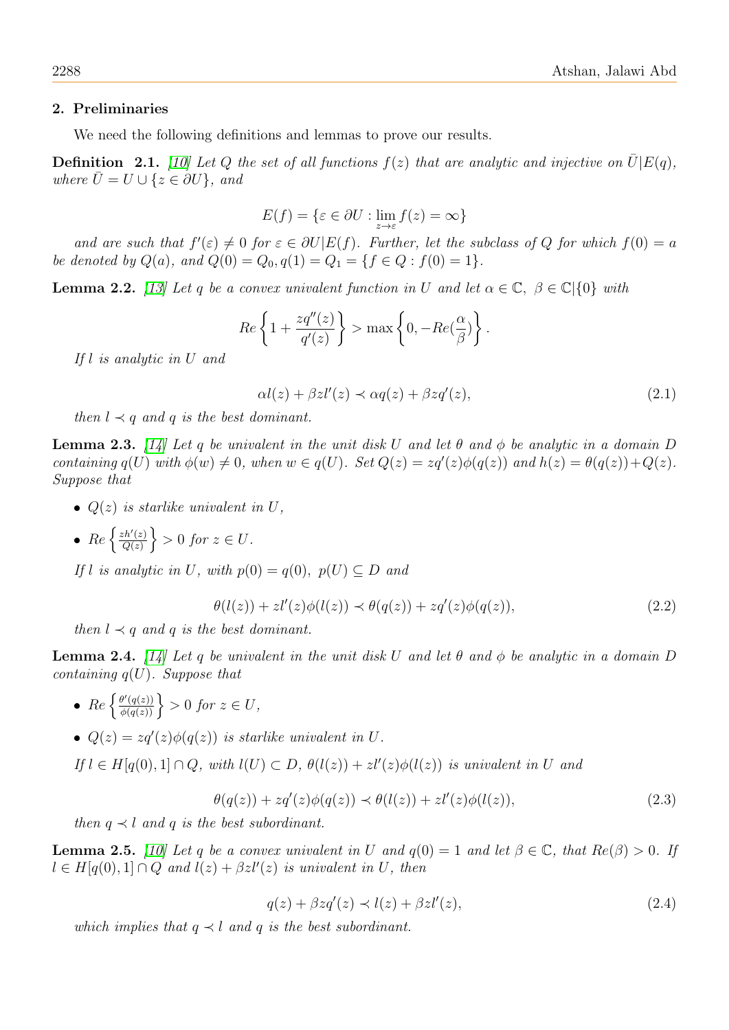## 2. Preliminaries

We need the following definitions and lemmas to prove our results.

**Definition 2.1.** [10] *Let $Q$ the set of all functions $f(z)$ that are analytic and injective on $\bar{U}|E(q)$, where $\bar{U} = U \cup \{z \in \partial U\}$, and*

$$E(f) = \{\varepsilon \in \partial U : \lim_{z \to \varepsilon} f(z) = \infty\}$$

*and are such that $f'(\varepsilon) \neq 0$ for $\varepsilon \in \partial U|E(f)$. Further, let the subclass of $Q$ for which $f(0) = a$ be denoted by $Q(a)$, and $Q(0) = Q_0, q(1) = Q_1 = \{f \in Q : f(0) = 1\}$.*

**Lemma 2.2.** [13] *Let $q$ be a convex univalent function in $U$ and let $\alpha \in \mathbb{C}$, $\beta \in \mathbb{C}|\{0\}$ with*

$$Re\left\{1 + \frac{zq''(z)}{q'(z)}\right\} > \max\left\{0, -Re(\frac{\alpha}{\beta})\right\}.$$

*If $l$ is analytic in $U$ and*

$$\alpha l(z) + \beta z l'(z) \prec \alpha q(z) + \beta z q'(z), \tag{2.1}$$

*then $l \prec q$ and $q$ is the best dominant.*

**Lemma 2.3.** [14] *Let $q$ be univalent in the unit disk $U$ and let $\theta$ and $\phi$ be analytic in a domain $D$ containing $q(U)$ with $\phi(w) \neq 0$, when $w \in q(U)$. Set $Q(z) = zq'(z)\phi(q(z))$ and $h(z) = \theta(q(z)) + Q(z)$. Suppose that*

- *$Q(z)$ is starlike univalent in $U$,*
- *$Re\left\{\frac{zh'(z)}{Q(z)}\right\} > 0$ for $z \in U$.*

*If $l$ is analytic in $U$, with $p(0) = q(0)$, $p(U) \subseteq D$ and*

$$\theta(l(z)) + zl'(z)\phi(l(z)) \prec \theta(q(z)) + zq'(z)\phi(q(z)), \tag{2.2}$$

*then $l \prec q$ and $q$ is the best dominant.*

**Lemma 2.4.** [14] *Let $q$ be univalent in the unit disk $U$ and let $\theta$ and $\phi$ be analytic in a domain $D$ containing $q(U)$. Suppose that*

- *$Re\left\{\frac{\theta'(q(z))}{\phi(q(z))}\right\} > 0$ for $z \in U$,*
- *$Q(z) = zq'(z)\phi(q(z))$ is starlike univalent in $U$.*

*If $l \in H[q(0), 1] \cap Q$, with $l(U) \subset D$, $\theta(l(z)) + zl'(z)\phi(l(z))$ is univalent in $U$ and*

$$\theta(q(z)) + zq'(z)\phi(q(z)) \prec \theta(l(z)) + zl'(z)\phi(l(z)), \tag{2.3}$$

*then $q \prec l$ and $q$ is the best subordinant.*

**Lemma 2.5.** [10] *Let $q$ be a convex univalent in $U$ and $q(0) = 1$ and let $\beta \in \mathbb{C}$, that $Re(\beta) > 0$. If $l \in H[q(0), 1] \cap Q$ and $l(z) + \beta z l'(z)$ is univalent in $U$, then*

$$q(z) + \beta z q'(z) \prec l(z) + \beta z l'(z), \tag{2.4}$$

*which implies that $q \prec l$ and $q$ is the best subordinant.*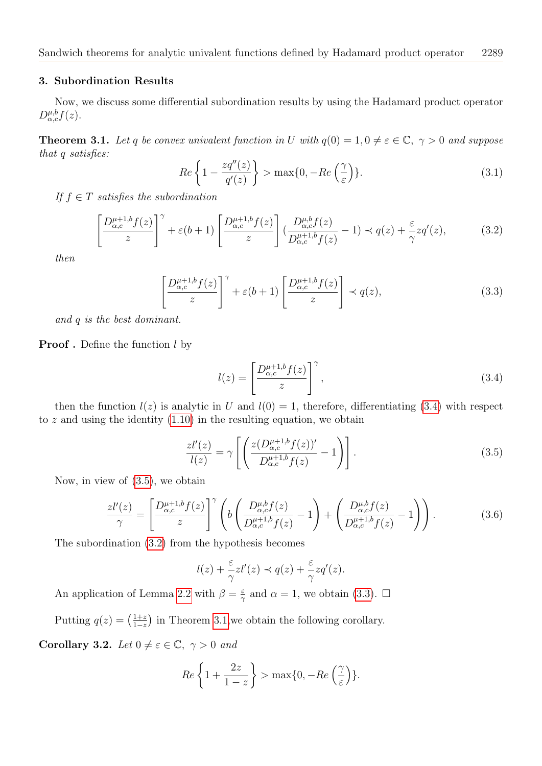## 3. Subordination Results

Now, we discuss some differential subordination results by using the Hadamard product operator $D^{\mu,b}_{\alpha,c}f(z)$.

**Theorem 3.1.** *Let $q$ be convex univalent function in $U$ with $q(0) = 1, 0 \neq \varepsilon \in \mathbb{C},\ \gamma > 0$ and suppose that $q$ satisfies:*

$$Re\left\{1 - \frac{zq''(z)}{q'(z)}\right\} > \max\{0, -Re\left(\frac{\gamma}{\varepsilon}\right)\}. \tag{3.1}$$

*If $f \in T$ satisfies the subordination*

$$\left[\frac{D^{\mu+1,b}_{\alpha,c}f(z)}{z}\right]^{\gamma} + \varepsilon(b+1)\left[\frac{D^{\mu+1,b}_{\alpha,c}f(z)}{z}\right](\frac{D^{\mu,b}_{\alpha,c}f(z)}{D^{\mu+1,b}_{\alpha,c}f(z)} - 1) \prec q(z) + \frac{\varepsilon}{\gamma}zq'(z), \tag{3.2}$$

*then*

$$\left[\frac{D^{\mu+1,b}_{\alpha,c}f(z)}{z}\right]^{\gamma} + \varepsilon(b+1)\left[\frac{D^{\mu,b}_{\alpha,c}f(z)}{z}\right] \prec q(z), \tag{3.3}$$

*and $q$ is the best dominant.*

**Proof .** Define the function $l$ by

$$l(z) = \left[\frac{D^{\mu+1,b}_{\alpha,c}f(z)}{z}\right]^{\gamma}, \tag{3.4}$$

then the function $l(z)$ is analytic in $U$ and $l(0) = 1$, therefore, differentiating (3.4) with respect to $z$ and using the identity (1.10) in the resulting equation, we obtain

$$\frac{zl'(z)}{l(z)} = \gamma\left[\left(\frac{z(D^{\mu+1,b}_{\alpha,c}f(z))'}{D^{\mu+1,b}_{\alpha,c}f(z)} - 1\right)\right]. \tag{3.5}$$

Now, in view of (3.5), we obtain

$$\frac{zl'(z)}{\gamma} = \left[\frac{D^{\mu+1,b}_{\alpha,c}f(z)}{z}\right]^{\gamma}\left(b\left(\frac{D^{\mu,b}_{\alpha,c}f(z)}{D^{\mu+1,b}_{\alpha,c}f(z)} - 1\right) + \left(\frac{D^{\mu,b}_{\alpha,c}f(z)}{D^{\mu+1,b}_{\alpha,c}f(z)} - 1\right)\right). \tag{3.6}$$

The subordination (3.2) from the hypothesis becomes

$$l(z) + \frac{\varepsilon}{\gamma}zl'(z) \prec q(z) + \frac{\varepsilon}{\gamma}zq'(z).$$

An application of Lemma 2.2 with $\beta = \frac{\varepsilon}{\gamma}$ and $\alpha = 1$, we obtain (3.3). $\square$

Putting $q(z) = \left(\frac{1+z}{1-z}\right)$ in Theorem 3.1,we obtain the following corollary.

**Corollary 3.2.** *Let $0 \neq \varepsilon \in \mathbb{C},\ \gamma > 0$ and*

$$Re\left\{1 + \frac{2z}{1-z}\right\} > \max\{0, -Re\left(\frac{\gamma}{\varepsilon}\right)\}.$$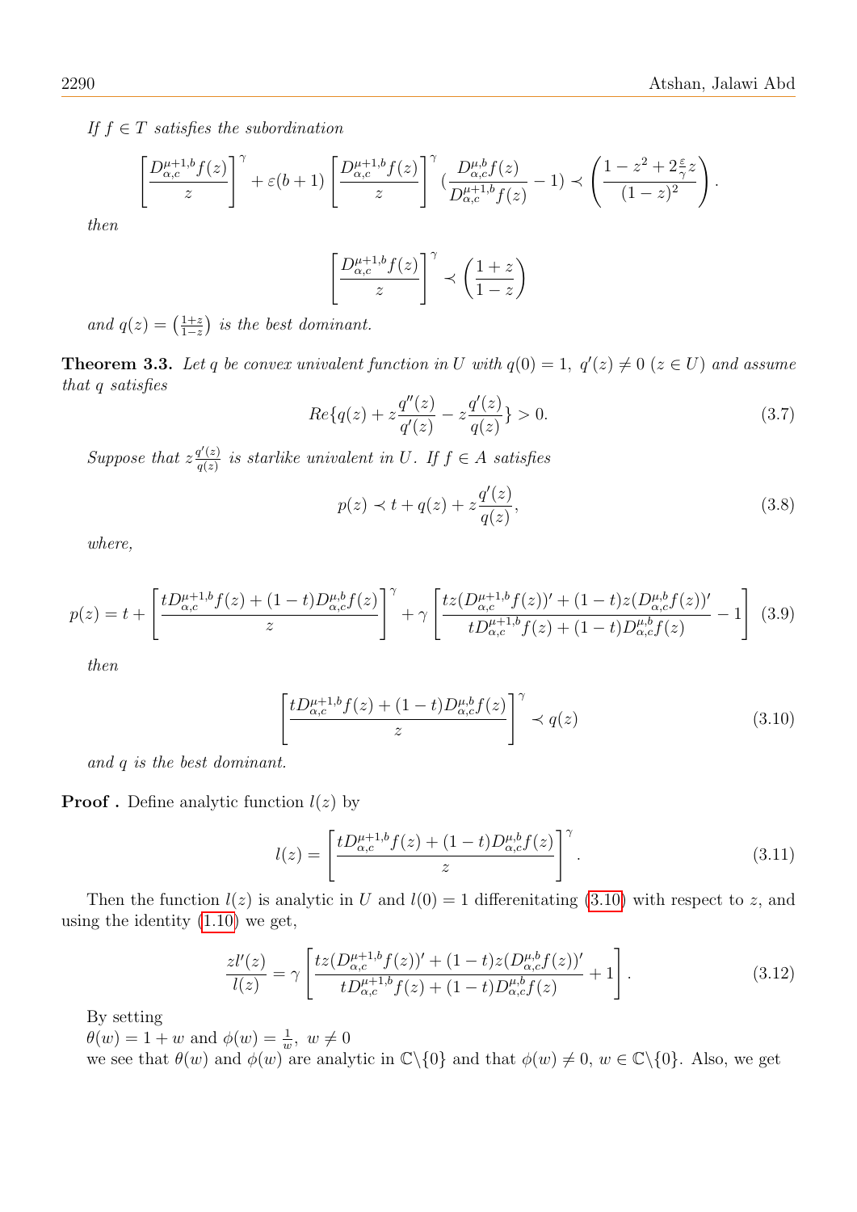*If $f \in T$ satisfies the subordination*

$$\left[\frac{D_{\alpha,c}^{\mu+1,b}f(z)}{z}\right]^{\gamma}+\varepsilon(b+1)\left[\frac{D_{\alpha,c}^{\mu+1,b}f(z)}{z}\right]^{\gamma}\left(\frac{D_{\alpha,c}^{\mu,b}f(z)}{D_{\alpha,c}^{\mu+1,b}f(z)}-1\right)\prec\left(\frac{1-z^2+2\frac{\varepsilon}{\gamma}z}{(1-z)^2}\right).$$

*then*

$$\left[\frac{D_{\alpha,c}^{\mu+1,b}f(z)}{z}\right]^{\gamma}\prec\left(\frac{1+z}{1-z}\right)$$

*and $q(z)=\left(\frac{1+z}{1-z}\right)$ is the best dominant.*

**Theorem 3.3.** *Let $q$ be convex univalent function in $U$ with $q(0)=1,\ q'(z)\neq 0\ (z\in U)$ and assume that $q$ satisfies*

$$Re\{q(z)+z\frac{q''(z)}{q'(z)}-z\frac{q'(z)}{q(z)}\}>0. \tag{3.7}$$

*Suppose that $z\frac{q'(z)}{q(z)}$ is starlike univalent in $U$. If $f\in A$ satisfies*

$$p(z)\prec t+q(z)+z\frac{q'(z)}{q(z)}, \tag{3.8}$$

*where,*

$$p(z)=t+\left[\frac{tD_{\alpha,c}^{\mu+1,b}f(z)+(1-t)D_{\alpha,c}^{\mu,b}f(z)}{z}\right]^{\gamma}+\gamma\left[\frac{tz(D_{\alpha,c}^{\mu+1,b}f(z))'+(1-t)z(D_{\alpha,c}^{\mu,b}f(z))'}{tD_{\alpha,c}^{\mu+1,b}f(z)+(1-t)D_{\alpha,c}^{\mu,b}f(z)}-1\right] \tag{3.9}$$

*then*

$$\left[\frac{tD_{\alpha,c}^{\mu+1,b}f(z)+(1-t)D_{\alpha,c}^{\mu,b}f(z)}{z}\right]^{\gamma}\prec q(z) \tag{3.10}$$

*and $q$ is the best dominant.*

**Proof .** Define analytic function $l(z)$ by

$$l(z)=\left[\frac{tD_{\alpha,c}^{\mu+1,b}f(z)+(1-t)D_{\alpha,c}^{\mu,b}f(z)}{z}\right]^{\gamma}. \tag{3.11}$$

Then the function $l(z)$ is analytic in $U$ and $l(0)=1$ differenitating (3.10) with respect to $z$, and using the identity (1.10) we get,

$$\frac{zl'(z)}{l(z)}=\gamma\left[\frac{tz(D_{\alpha,c}^{\mu+1,b}f(z))'+(1-t)z(D_{\alpha,c}^{\mu,b}f(z))'}{tD_{\alpha,c}^{\mu+1,b}f(z)+(1-t)D_{\alpha,c}^{\mu,b}f(z)}+1\right]. \tag{3.12}$$

By setting
$\theta(w)=1+w$ and $\phi(w)=\frac{1}{w},\ w\neq 0$
we see that $\theta(w)$ and $\phi(w)$ are analytic in $\mathbb{C}\backslash\{0\}$ and that $\phi(w)\neq 0,\ w\in\mathbb{C}\backslash\{0\}$. Also, we get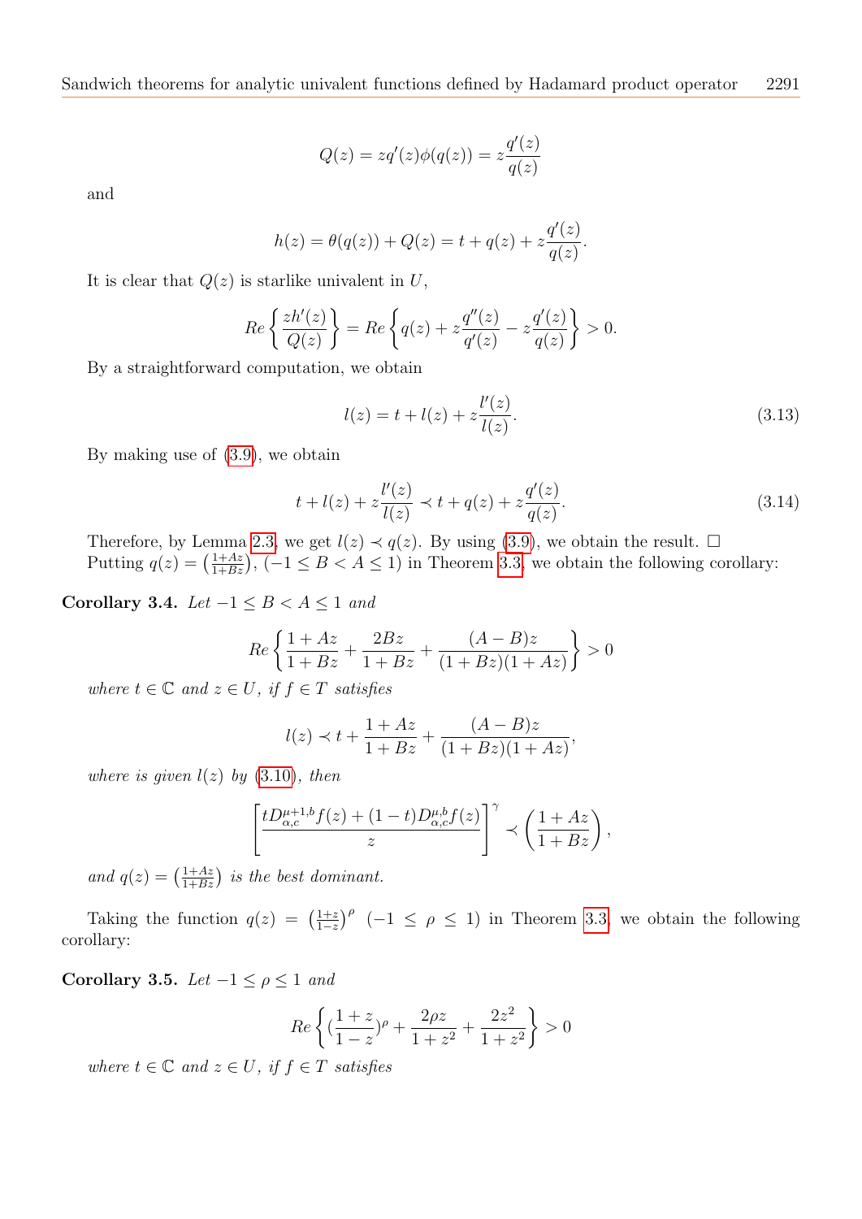$$Q(z) = zq'(z)\phi(q(z)) = z\frac{q'(z)}{q(z)}$$

and

$$h(z) = \theta(q(z)) + Q(z) = t + q(z) + z\frac{q'(z)}{q(z)}.$$

It is clear that $Q(z)$ is starlike univalent in $U$,

$$Re\left\{\frac{zh'(z)}{Q(z)}\right\} = Re\left\{q(z) + z\frac{q''(z)}{q'(z)} - z\frac{q'(z)}{q(z)}\right\} > 0.$$

By a straightforward computation, we obtain

$$l(z) = t + l(z) + z\frac{l'(z)}{l(z)}. \tag{3.13}$$

By making use of (3.9), we obtain

$$t + l(z) + z\frac{l'(z)}{l(z)} \prec t + q(z) + z\frac{q'(z)}{q(z)}. \tag{3.14}$$

Therefore, by Lemma 2.3, we get $l(z) \prec q(z)$. By using (3.9), we obtain the result. □

Putting $q(z) = \left(\frac{1+Az}{1+Bz}\right)$, $(-1 \le B < A \le 1)$ in Theorem 3.3, we obtain the following corollary:

**Corollary 3.4.** *Let $-1 \le B < A \le 1$ and*

$$Re\left\{\frac{1+Az}{1+Bz} + \frac{2Bz}{1+Bz} + \frac{(A-B)z}{(1+Bz)(1+Az)}\right\} > 0$$

*where $t \in \mathbb{C}$ and $z \in U$, if $f \in T$ satisfies*

$$l(z) \prec t + \frac{1+Az}{1+Bz} + \frac{(A-B)z}{(1+Bz)(1+Az)},$$

*where is given $l(z)$ by (3.10), then*

$$\left[\frac{tD^{\mu+1,b}_{\alpha,c}f(z) + (1-t)D^{\mu,b}_{\alpha,c}f(z)}{z}\right]^{\gamma} \prec \left(\frac{1+Az}{1+Bz}\right),$$

*and $q(z) = \left(\frac{1+Az}{1+Bz}\right)$ is the best dominant.*

Taking the function $q(z) = \left(\frac{1+z}{1-z}\right)^{\rho}$ $(-1 \le \rho \le 1)$ in Theorem 3.3, we obtain the following corollary:

**Corollary 3.5.** *Let $-1 \le \rho \le 1$ and*

$$Re\left\{(\frac{1+z}{1-z})^{\rho} + \frac{2\rho z}{1+z^2} + \frac{2z^2}{1+z^2}\right\} > 0$$

*where $t \in \mathbb{C}$ and $z \in U$, if $f \in T$ satisfies*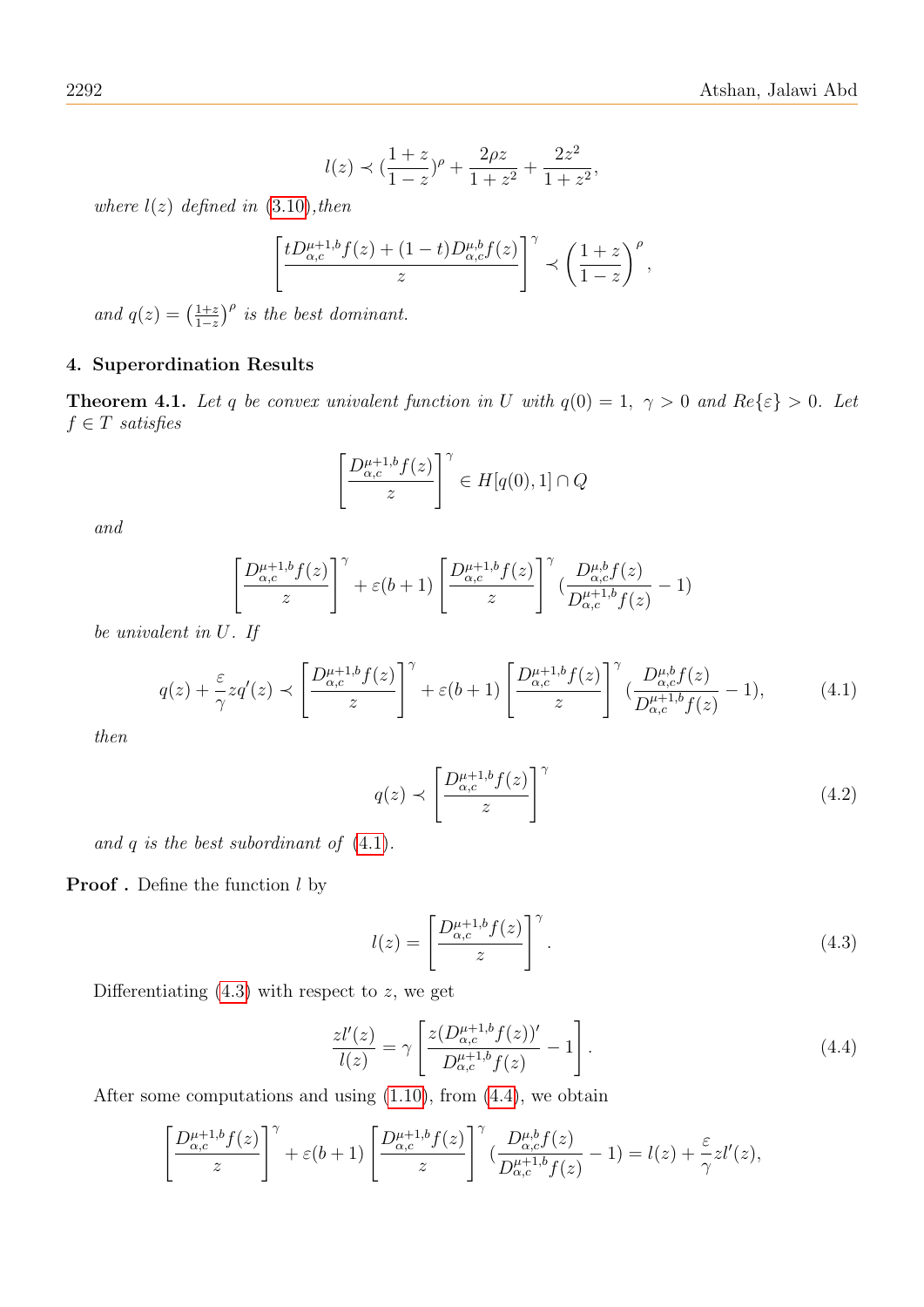$$l(z) \prec (\frac{1+z}{1-z})^{\rho} + \frac{2\rho z}{1+z^2} + \frac{2z^2}{1+z^2},$$

*where $l(z)$ defined in (3.10),then*

$$\left[\frac{tD^{\mu+1,b}_{\alpha,c}f(z) + (1-t)D^{\mu,b}_{\alpha,c}f(z)}{z}\right]^{\gamma} \prec \left(\frac{1+z}{1-z}\right)^{\rho},$$

*and $q(z) = \left(\frac{1+z}{1-z}\right)^{\rho}$ is the best dominant.*

## 4. Superordination Results

**Theorem 4.1.** *Let $q$ be convex univalent function in $U$ with $q(0) = 1,\ \gamma > 0$ and $Re\{\varepsilon\} > 0$. Let $f \in T$ satisfies*

$$\left[\frac{D^{\mu+1,b}_{\alpha,c}f(z)}{z}\right]^{\gamma} \in H[q(0), 1] \cap Q$$

*and*

$$\left[\frac{D^{\mu+1,b}_{\alpha,c}f(z)}{z}\right]^{\gamma} + \varepsilon(b+1)\left[\frac{D^{\mu+1,b}_{\alpha,c}f(z)}{z}\right]^{\gamma}(\frac{D^{\mu,b}_{\alpha,c}f(z)}{D^{\mu+1,b}_{\alpha,c}f(z)} - 1)$$

*be univalent in $U$. If*

$$q(z) + \frac{\varepsilon}{\gamma}zq'(z) \prec \left[\frac{D^{\mu+1,b}_{\alpha,c}f(z)}{z}\right]^{\gamma} + \varepsilon(b+1)\left[\frac{D^{\mu+1,b}_{\alpha,c}f(z)}{z}\right]^{\gamma}(\frac{D^{\mu,b}_{\alpha,c}f(z)}{D^{\mu+1,b}_{\alpha,c}f(z)} - 1), \tag{4.1}$$

*then*

$$q(z) \prec \left[\frac{D^{\mu+1,b}_{\alpha,c}f(z)}{z}\right]^{\gamma} \tag{4.2}$$

*and $q$ is the best subordinant of (4.1).*

**Proof .** Define the function $l$ by

$$l(z) = \left[\frac{D^{\mu+1,b}_{\alpha,c}f(z)}{z}\right]^{\gamma}. \tag{4.3}$$

Differentiating (4.3) with respect to $z$, we get

$$\frac{zl'(z)}{l(z)} = \gamma\left[\frac{z(D^{\mu+1,b}_{\alpha,c}f(z))'}{D^{\mu+1,b}_{\alpha,c}f(z)} - 1\right]. \tag{4.4}$$

After some computations and using (1.10), from (4.4), we obtain

$$\left[\frac{D^{\mu+1,b}_{\alpha,c}f(z)}{z}\right]^{\gamma} + \varepsilon(b+1)\left[\frac{D^{\mu+1,b}_{\alpha,c}f(z)}{z}\right]^{\gamma}(\frac{D^{\mu,b}_{\alpha,c}f(z)}{D^{\mu+1,b}_{\alpha,c}f(z)} - 1) = l(z) + \frac{\varepsilon}{\gamma}zl'(z),$$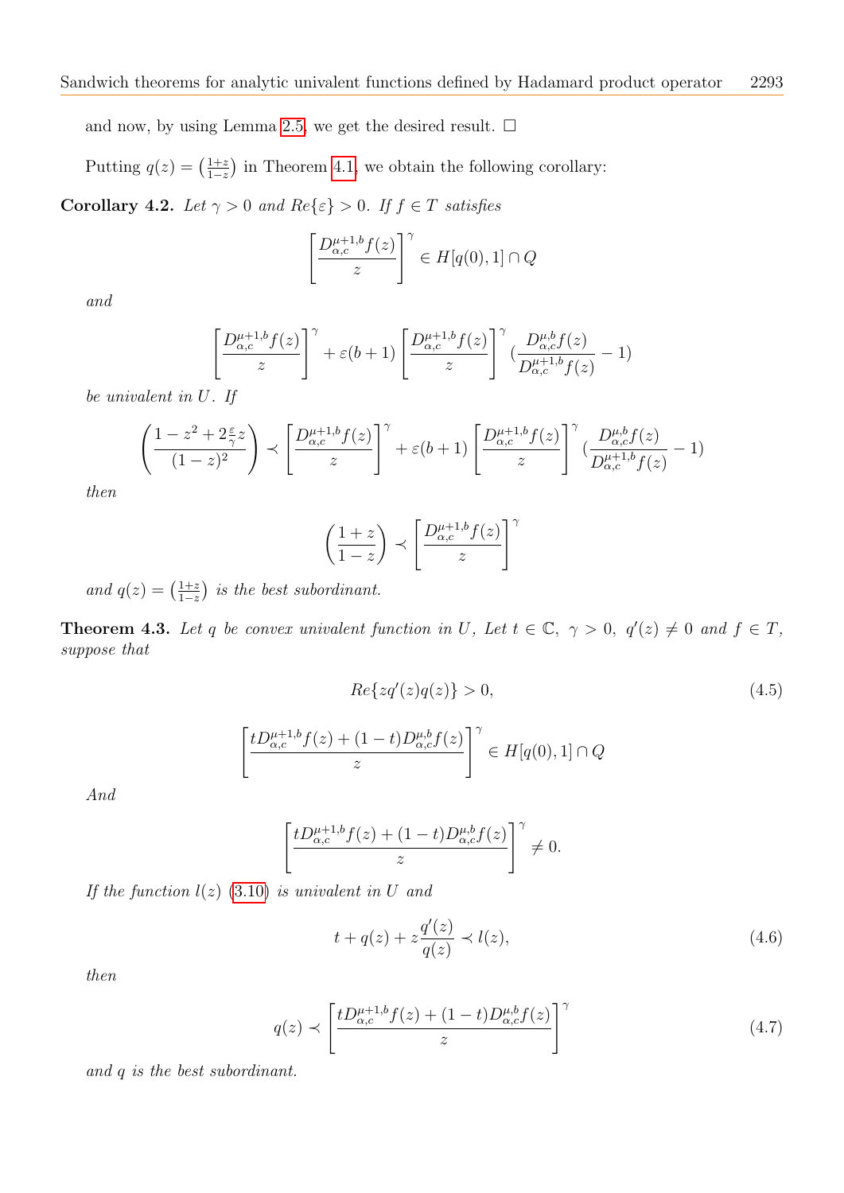and now, by using Lemma 2.5, we get the desired result. □

Putting $q(z) = \left(\frac{1+z}{1-z}\right)$ in Theorem 4.1, we obtain the following corollary:

**Corollary 4.2.** *Let $\gamma > 0$ and $Re\{\varepsilon\} > 0$. If $f \in T$ satisfies*

$$\left[\frac{D_{\alpha,c}^{\mu+1,b}f(z)}{z}\right]^{\gamma} \in H[q(0),1] \cap Q$$

*and*

$$\left[\frac{D_{\alpha,c}^{\mu+1,b}f(z)}{z}\right]^{\gamma} + \varepsilon(b+1)\left[\frac{D_{\alpha,c}^{\mu+1,b}f(z)}{z}\right]^{\gamma}\left(\frac{D_{\alpha,c}^{\mu,b}f(z)}{D_{\alpha,c}^{\mu+1,b}f(z)} - 1\right)$$

*be univalent in $U$. If*

$$\left(\frac{1-z^2+2\frac{\varepsilon}{\gamma}z}{(1-z)^2}\right) \prec \left[\frac{D_{\alpha,c}^{\mu+1,b}f(z)}{z}\right]^{\gamma} + \varepsilon(b+1)\left[\frac{D_{\alpha,c}^{\mu+1,b}f(z)}{z}\right]^{\gamma}\left(\frac{D_{\alpha,c}^{\mu,b}f(z)}{D_{\alpha,c}^{\mu+1,b}f(z)} - 1\right)$$

*then*

$$\left(\frac{1+z}{1-z}\right) \prec \left[\frac{D_{\alpha,c}^{\mu+1,b}f(z)}{z}\right]^{\gamma}$$

*and $q(z) = \left(\frac{1+z}{1-z}\right)$ is the best subordinant.*

**Theorem 4.3.** *Let $q$ be convex univalent function in $U$, Let $t \in \mathbb{C}$, $\gamma > 0$, $q'(z) \neq 0$ and $f \in T$, suppose that*

$$Re\{zq'(z)q(z)\} > 0, \tag{4.5}$$

$$\left[\frac{tD_{\alpha,c}^{\mu+1,b}f(z) + (1-t)D_{\alpha,c}^{\mu,b}f(z)}{z}\right]^{\gamma} \in H[q(0),1] \cap Q$$

*And*

$$\left[\frac{tD_{\alpha,c}^{\mu+1,b}f(z) + (1-t)D_{\alpha,c}^{\mu,b}f(z)}{z}\right]^{\gamma} \neq 0.$$

*If the function $l(z)$ (3.10) is univalent in $U$ and*

$$t + q(z) + z\frac{q'(z)}{q(z)} \prec l(z), \tag{4.6}$$

*then*

$$q(z) \prec \left[\frac{tD_{\alpha,c}^{\mu+1,b}f(z) + (1-t)D_{\alpha,c}^{\mu,b}f(z)}{z}\right]^{\gamma} \tag{4.7}$$

*and $q$ is the best subordinant.*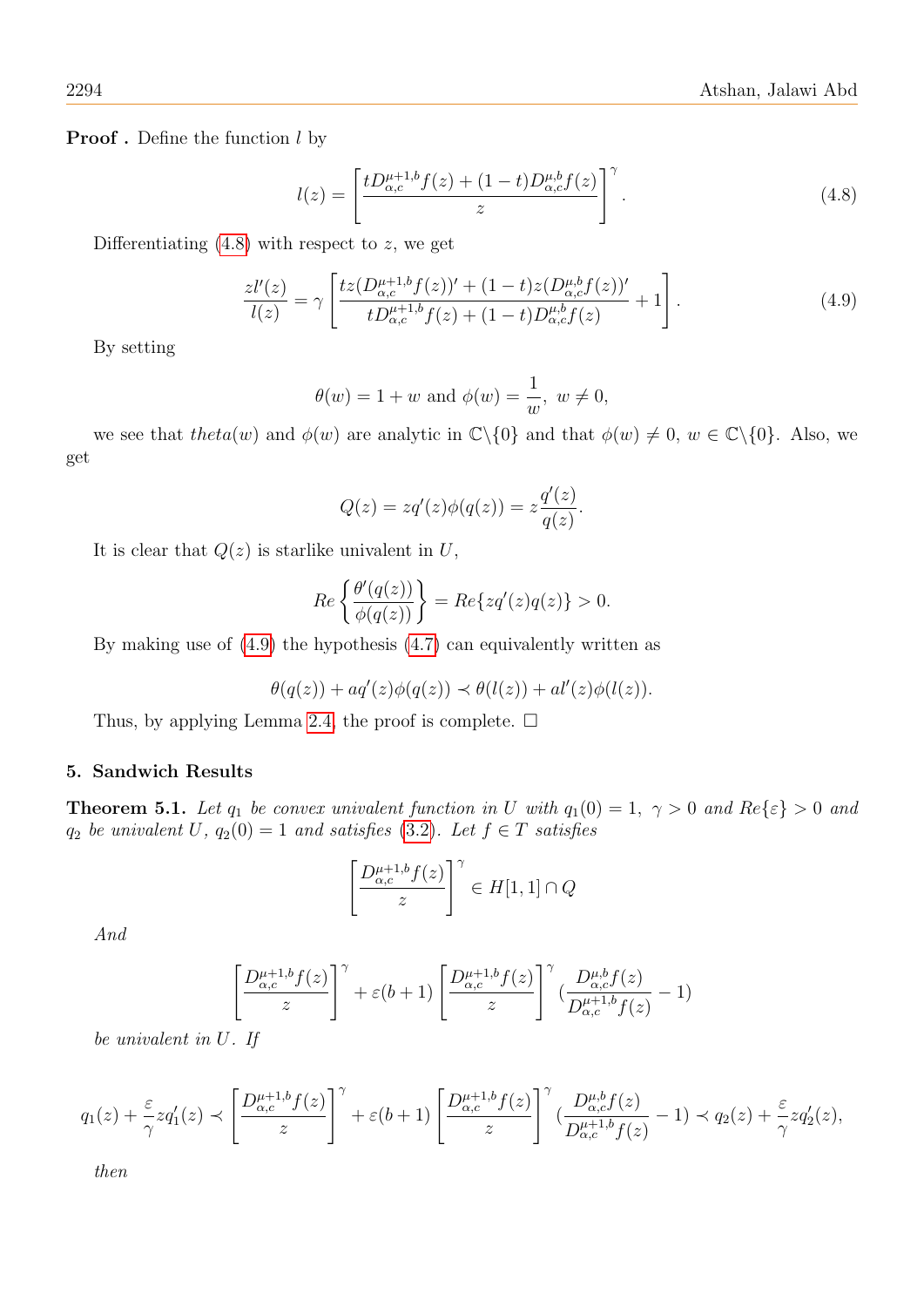**Proof .** Define the function $l$ by

$$l(z) = \left[\frac{tD_{\alpha,c}^{\mu+1,b}f(z) + (1-t)D_{\alpha,c}^{\mu,b}f(z)}{z}\right]^{\gamma}. \tag{4.8}$$

Differentiating (4.8) with respect to $z$, we get

$$\frac{zl'(z)}{l(z)} = \gamma\left[\frac{tz(D_{\alpha,c}^{\mu+1,b}f(z))' + (1-t)z(D_{\alpha,c}^{\mu,b}f(z))'}{tD_{\alpha,c}^{\mu+1,b}f(z) + (1-t)D_{\alpha,c}^{\mu,b}f(z)} + 1\right]. \tag{4.9}$$

By setting

$$\theta(w) = 1 + w \text{ and } \phi(w) = \frac{1}{w},\ w \neq 0,$$

we see that $theta(w)$ and $\phi(w)$ are analytic in $\mathbb{C}\backslash\{0\}$ and that $\phi(w) \neq 0,\ w \in \mathbb{C}\backslash\{0\}$. Also, we get

$$Q(z) = zq'(z)\phi(q(z)) = z\frac{q'(z)}{q(z)}.$$

It is clear that $Q(z)$ is starlike univalent in $U$,

$$Re\left\{\frac{\theta'(q(z))}{\phi(q(z))}\right\} = Re\{zq'(z)q(z)\} > 0.$$

By making use of (4.9) the hypothesis (4.7) can equivalently written as

$$\theta(q(z)) + aq'(z)\phi(q(z)) \prec \theta(l(z)) + al'(z)\phi(l(z)).$$

Thus, by applying Lemma 2.4, the proof is complete. $\square$

## 5. Sandwich Results

**Theorem 5.1.** *Let $q_1$ be convex univalent function in $U$ with $q_1(0) = 1,\ \gamma > 0$ and $Re\{\varepsilon\} > 0$ and $q_2$ be univalent $U$, $q_2(0) = 1$ and satisfies (3.2). Let $f \in T$ satisfies*

$$\left[\frac{D_{\alpha,c}^{\mu+1,b}f(z)}{z}\right]^{\gamma} \in H[1,1] \cap Q$$

*And*

$$\left[\frac{D_{\alpha,c}^{\mu+1,b}f(z)}{z}\right]^{\gamma} + \varepsilon(b+1)\left[\frac{D_{\alpha,c}^{\mu+1,b}f(z)}{z}\right]^{\gamma}\left(\frac{D_{\alpha,c}^{\mu,b}f(z)}{D_{\alpha,c}^{\mu+1,b}f(z)} - 1\right)$$

*be univalent in $U$. If*

$$q_1(z) + \frac{\varepsilon}{\gamma}zq_1'(z) \prec \left[\frac{D_{\alpha,c}^{\mu+1,b}f(z)}{z}\right]^{\gamma} + \varepsilon(b+1)\left[\frac{D_{\alpha,c}^{\mu+1,b}f(z)}{z}\right]^{\gamma}\left(\frac{D_{\alpha,c}^{\mu,b}f(z)}{D_{\alpha,c}^{\mu+1,b}f(z)} - 1\right) \prec q_2(z) + \frac{\varepsilon}{\gamma}zq_2'(z),$$

*then*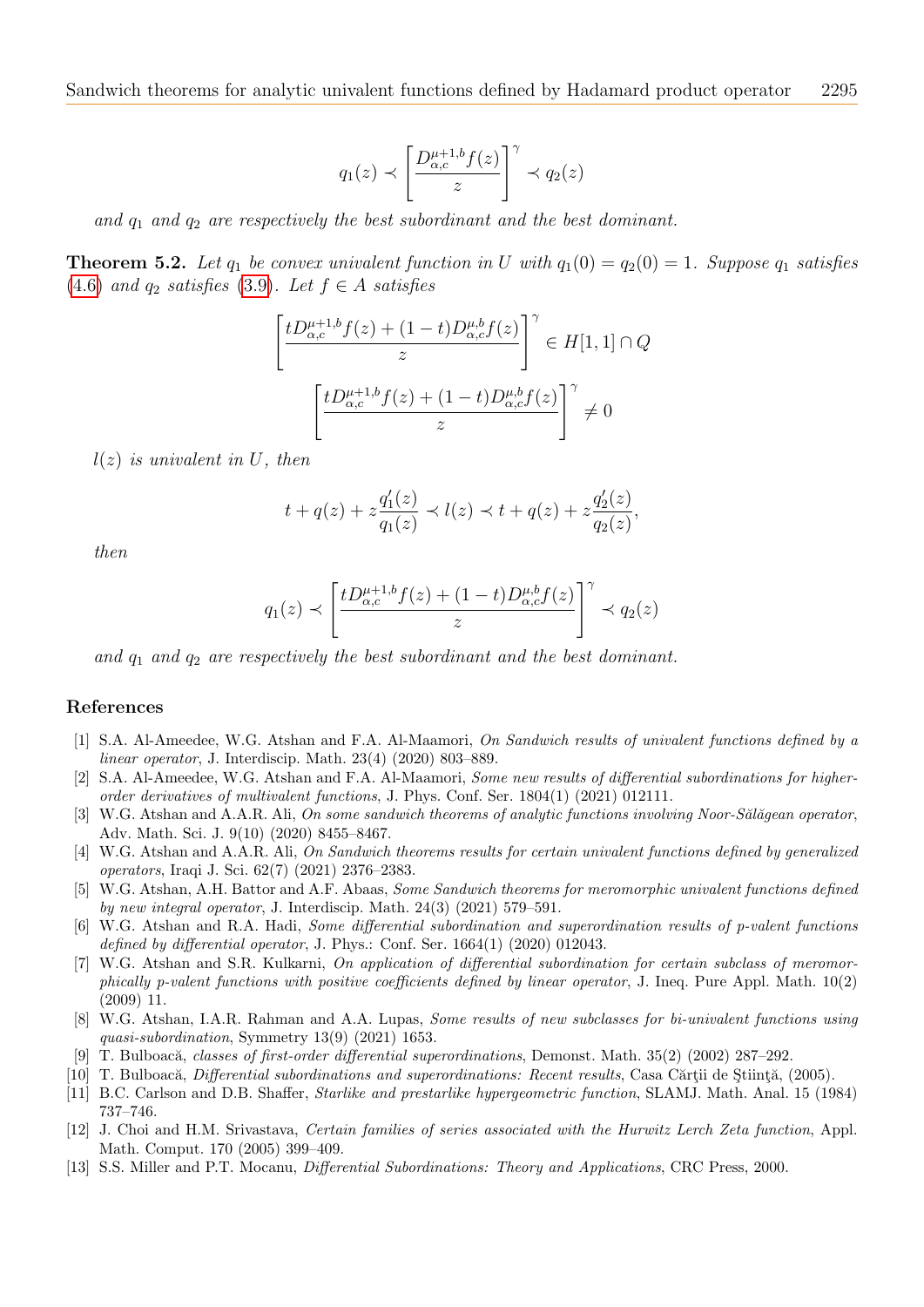$$q_1(z) \prec \left[\frac{D^{\mu+1,b}_{\alpha,c}f(z)}{z}\right]^{\gamma} \prec q_2(z)$$

*and $q_1$ and $q_2$ are respectively the best subordinant and the best dominant.*

**Theorem 5.2.** *Let $q_1$ be convex univalent function in $U$ with $q_1(0) = q_2(0) = 1$. Suppose $q_1$ satisfies (4.6) and $q_2$ satisfies (3.9). Let $f \in A$ satisfies*

$$\left[\frac{tD^{\mu+1,b}_{\alpha,c}f(z) + (1-t)D^{\mu,b}_{\alpha,c}f(z)}{z}\right]^{\gamma} \in H[1,1] \cap Q$$

$$\left[\frac{tD^{\mu+1,b}_{\alpha,c}f(z) + (1-t)D^{\mu,b}_{\alpha,c}f(z)}{z}\right]^{\gamma} \neq 0$$

*$l(z)$ is univalent in $U$, then*

$$t + q(z) + z\frac{q_1'(z)}{q_1(z)} \prec l(z) \prec t + q(z) + z\frac{q_2'(z)}{q_2(z)},$$

*then*

$$q_1(z) \prec \left[\frac{tD^{\mu+1,b}_{\alpha,c}f(z) + (1-t)D^{\mu,b}_{\alpha,c}f(z)}{z}\right]^{\gamma} \prec q_2(z)$$

*and $q_1$ and $q_2$ are respectively the best subordinant and the best dominant.*

## References

[1] S.A. Al-Ameedee, W.G. Atshan and F.A. Al-Maamori, *On Sandwich results of univalent functions defined by a linear operator*, J. Interdiscip. Math. 23(4) (2020) 803–889.

[2] S.A. Al-Ameedee, W.G. Atshan and F.A. Al-Maamori, *Some new results of differential subordinations for higher-order derivatives of multivalent functions*, J. Phys. Conf. Ser. 1804(1) (2021) 012111.

[3] W.G. Atshan and A.A.R. Ali, *On some sandwich theorems of analytic functions involving Noor-Sălăgean operator*, Adv. Math. Sci. J. 9(10) (2020) 8455–8467.

[4] W.G. Atshan and A.A.R. Ali, *On Sandwich theorems results for certain univalent functions defined by generalized operators*, Iraqi J. Sci. 62(7) (2021) 2376–2383.

[5] W.G. Atshan, A.H. Battor and A.F. Abaas, *Some Sandwich theorems for meromorphic univalent functions defined by new integral operator*, J. Interdiscip. Math. 24(3) (2021) 579–591.

[6] W.G. Atshan and R.A. Hadi, *Some differential subordination and superordination results of p-valent functions defined by differential operator*, J. Phys.: Conf. Ser. 1664(1) (2020) 012043.

[7] W.G. Atshan and S.R. Kulkarni, *On application of differential subordination for certain subclass of meromorphically p-valent functions with positive coefficients defined by linear operator*, J. Ineq. Pure Appl. Math. 10(2) (2009) 11.

[8] W.G. Atshan, I.A.R. Rahman and A.A. Lupas, *Some results of new subclasses for bi-univalent functions using quasi-subordination*, Symmetry 13(9) (2021) 1653.

[9] T. Bulboacă, *classes of first-order differential superordinations*, Demonst. Math. 35(2) (2002) 287–292.

[10] T. Bulboacă, *Differential subordinations and superordinations: Recent results*, Casa Cărţii de Ştiinţă, (2005).

[11] B.C. Carlson and D.B. Shaffer, *Starlike and prestarlike hypergeometric function*, SLAMJ. Math. Anal. 15 (1984) 737–746.

[12] J. Choi and H.M. Srivastava, *Certain families of series associated with the Hurwitz Lerch Zeta function*, Appl. Math. Comput. 170 (2005) 399–409.

[13] S.S. Miller and P.T. Mocanu, *Differential Subordinations: Theory and Applications*, CRC Press, 2000.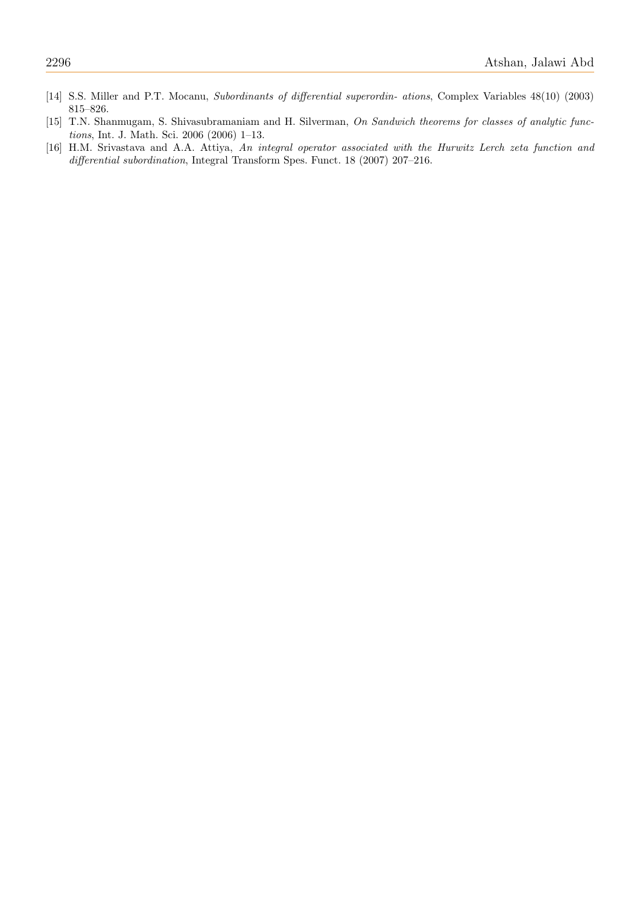[14] S.S. Miller and P.T. Mocanu, *Subordinants of differential superordin- ations*, Complex Variables 48(10) (2003) 815–826.

[15] T.N. Shanmugam, S. Shivasubramaniam and H. Silverman, *On Sandwich theorems for classes of analytic functions*, Int. J. Math. Sci. 2006 (2006) 1–13.

[16] H.M. Srivastava and A.A. Attiya, *An integral operator associated with the Hurwitz Lerch zeta function and differential subordination*, Integral Transform Spes. Funct. 18 (2007) 207–216.